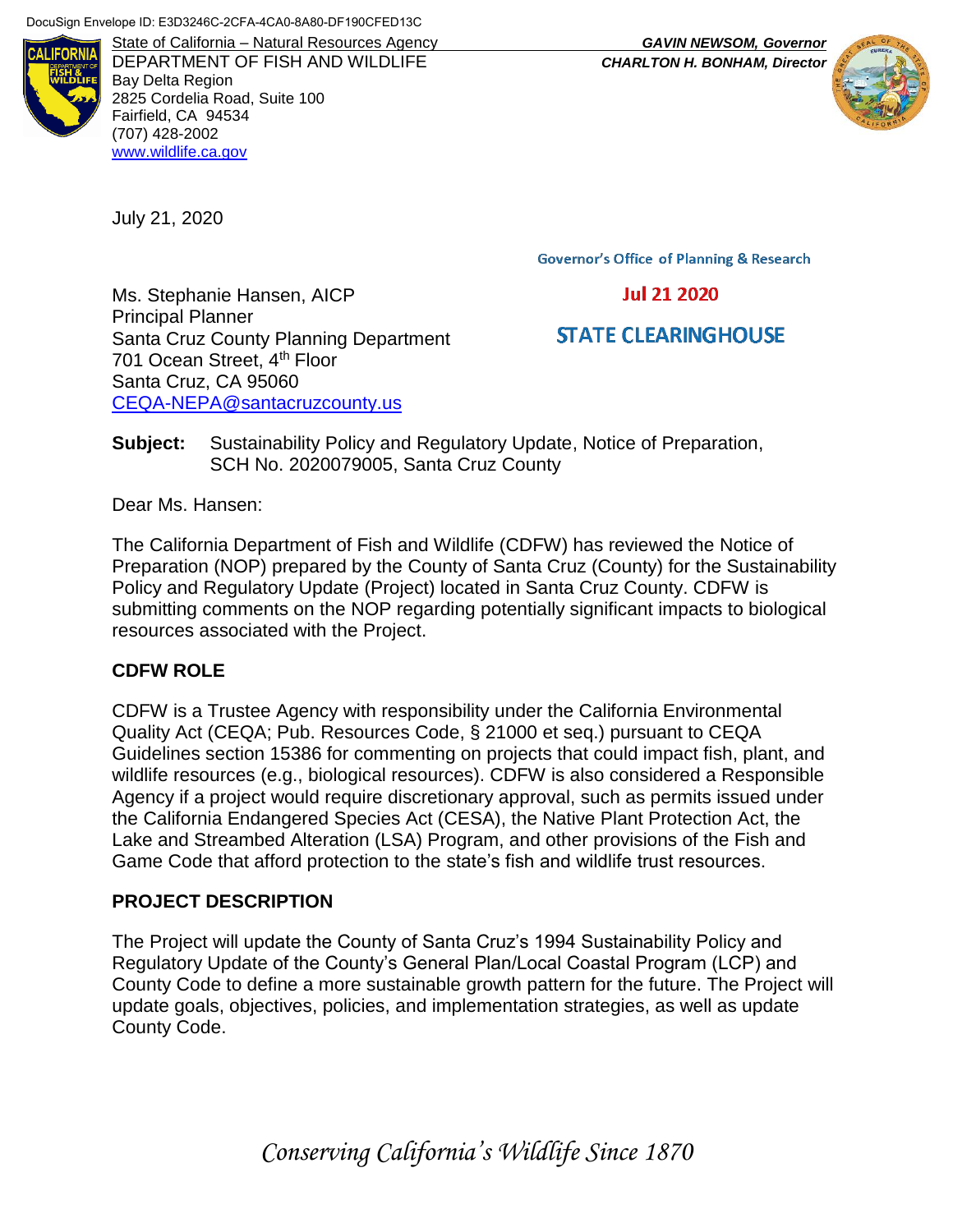DocuSign Envelope ID: E3D3246C-2CFA-4CA0-8A80-DF190CFED13C

State of California – Natural Resources Agency
DEPARTMENT OF FISH AND WILDLIFE
Bay Delta Region
2825 Cordelia Road, Suite 100
Fairfield, CA 94534
(707) 428-2002
www.wildlife.ca.gov

***GAVIN NEWSOM, Governor***
***CHARLTON H. BONHAM, Director***

July 21, 2020

Governor's Office of Planning & Research

Jul 21 2020

STATE CLEARINGHOUSE

Ms. Stephanie Hansen, AICP
Principal Planner
Santa Cruz County Planning Department
701 Ocean Street, 4th Floor
Santa Cruz, CA 95060
CEQA-NEPA@santacruzcounty.us

**Subject:** Sustainability Policy and Regulatory Update, Notice of Preparation, SCH No. 2020079005, Santa Cruz County

Dear Ms. Hansen:

The California Department of Fish and Wildlife (CDFW) has reviewed the Notice of Preparation (NOP) prepared by the County of Santa Cruz (County) for the Sustainability Policy and Regulatory Update (Project) located in Santa Cruz County. CDFW is submitting comments on the NOP regarding potentially significant impacts to biological resources associated with the Project.

## CDFW ROLE

CDFW is a Trustee Agency with responsibility under the California Environmental Quality Act (CEQA; Pub. Resources Code, § 21000 et seq.) pursuant to CEQA Guidelines section 15386 for commenting on projects that could impact fish, plant, and wildlife resources (e.g., biological resources). CDFW is also considered a Responsible Agency if a project would require discretionary approval, such as permits issued under the California Endangered Species Act (CESA), the Native Plant Protection Act, the Lake and Streambed Alteration (LSA) Program, and other provisions of the Fish and Game Code that afford protection to the state's fish and wildlife trust resources.

## PROJECT DESCRIPTION

The Project will update the County of Santa Cruz's 1994 Sustainability Policy and Regulatory Update of the County's General Plan/Local Coastal Program (LCP) and County Code to define a more sustainable growth pattern for the future. The Project will update goals, objectives, policies, and implementation strategies, as well as update County Code.

*Conserving California's Wildlife Since 1870*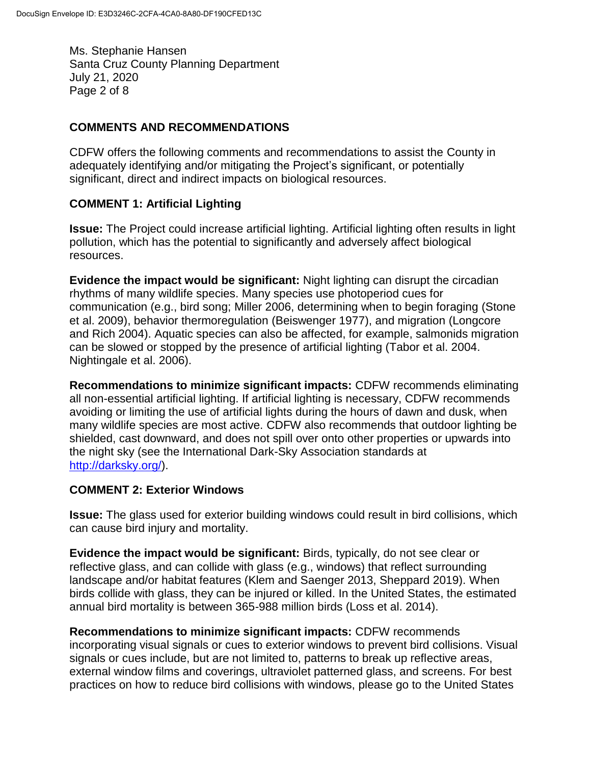Ms. Stephanie Hansen
Santa Cruz County Planning Department
July 21, 2020

## COMMENTS AND RECOMMENDATIONS

CDFW offers the following comments and recommendations to assist the County in adequately identifying and/or mitigating the Project's significant, or potentially significant, direct and indirect impacts on biological resources.

### COMMENT 1: Artificial Lighting

**Issue:** The Project could increase artificial lighting. Artificial lighting often results in light pollution, which has the potential to significantly and adversely affect biological resources.

**Evidence the impact would be significant:** Night lighting can disrupt the circadian rhythms of many wildlife species. Many species use photoperiod cues for communication (e.g., bird song; Miller 2006, determining when to begin foraging (Stone et al. 2009), behavior thermoregulation (Beiswenger 1977), and migration (Longcore and Rich 2004). Aquatic species can also be affected, for example, salmonids migration can be slowed or stopped by the presence of artificial lighting (Tabor et al. 2004. Nightingale et al. 2006).

**Recommendations to minimize significant impacts:** CDFW recommends eliminating all non-essential artificial lighting. If artificial lighting is necessary, CDFW recommends avoiding or limiting the use of artificial lights during the hours of dawn and dusk, when many wildlife species are most active. CDFW also recommends that outdoor lighting be shielded, cast downward, and does not spill over onto other properties or upwards into the night sky (see the International Dark-Sky Association standards at http://darksky.org/).

### COMMENT 2: Exterior Windows

**Issue:** The glass used for exterior building windows could result in bird collisions, which can cause bird injury and mortality.

**Evidence the impact would be significant:** Birds, typically, do not see clear or reflective glass, and can collide with glass (e.g., windows) that reflect surrounding landscape and/or habitat features (Klem and Saenger 2013, Sheppard 2019). When birds collide with glass, they can be injured or killed. In the United States, the estimated annual bird mortality is between 365-988 million birds (Loss et al. 2014).

**Recommendations to minimize significant impacts:** CDFW recommends incorporating visual signals or cues to exterior windows to prevent bird collisions. Visual signals or cues include, but are not limited to, patterns to break up reflective areas, external window films and coverings, ultraviolet patterned glass, and screens. For best practices on how to reduce bird collisions with windows, please go to the United States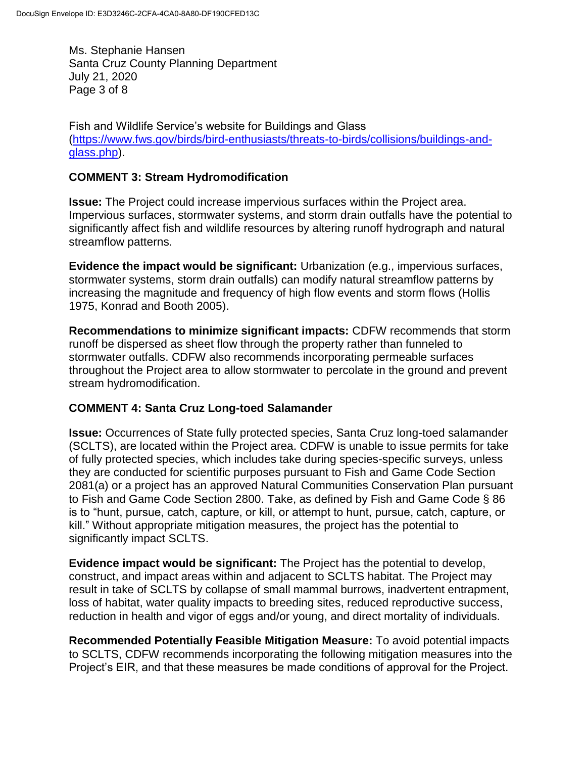Fish and Wildlife Service's website for Buildings and Glass (https://www.fws.gov/birds/bird-enthusiasts/threats-to-birds/collisions/buildings-and-glass.php).

**COMMENT 3: Stream Hydromodification**

**Issue:** The Project could increase impervious surfaces within the Project area. Impervious surfaces, stormwater systems, and storm drain outfalls have the potential to significantly affect fish and wildlife resources by altering runoff hydrograph and natural streamflow patterns.

**Evidence the impact would be significant:** Urbanization (e.g., impervious surfaces, stormwater systems, storm drain outfalls) can modify natural streamflow patterns by increasing the magnitude and frequency of high flow events and storm flows (Hollis 1975, Konrad and Booth 2005).

**Recommendations to minimize significant impacts:** CDFW recommends that storm runoff be dispersed as sheet flow through the property rather than funneled to stormwater outfalls. CDFW also recommends incorporating permeable surfaces throughout the Project area to allow stormwater to percolate in the ground and prevent stream hydromodification.

**COMMENT 4: Santa Cruz Long-toed Salamander**

**Issue:** Occurrences of State fully protected species, Santa Cruz long-toed salamander (SCLTS), are located within the Project area. CDFW is unable to issue permits for take of fully protected species, which includes take during species-specific surveys, unless they are conducted for scientific purposes pursuant to Fish and Game Code Section 2081(a) or a project has an approved Natural Communities Conservation Plan pursuant to Fish and Game Code Section 2800. Take, as defined by Fish and Game Code § 86 is to "hunt, pursue, catch, capture, or kill, or attempt to hunt, pursue, catch, capture, or kill." Without appropriate mitigation measures, the project has the potential to significantly impact SCLTS.

**Evidence impact would be significant:** The Project has the potential to develop, construct, and impact areas within and adjacent to SCLTS habitat. The Project may result in take of SCLTS by collapse of small mammal burrows, inadvertent entrapment, loss of habitat, water quality impacts to breeding sites, reduced reproductive success, reduction in health and vigor of eggs and/or young, and direct mortality of individuals.

**Recommended Potentially Feasible Mitigation Measure:** To avoid potential impacts to SCLTS, CDFW recommends incorporating the following mitigation measures into the Project's EIR, and that these measures be made conditions of approval for the Project.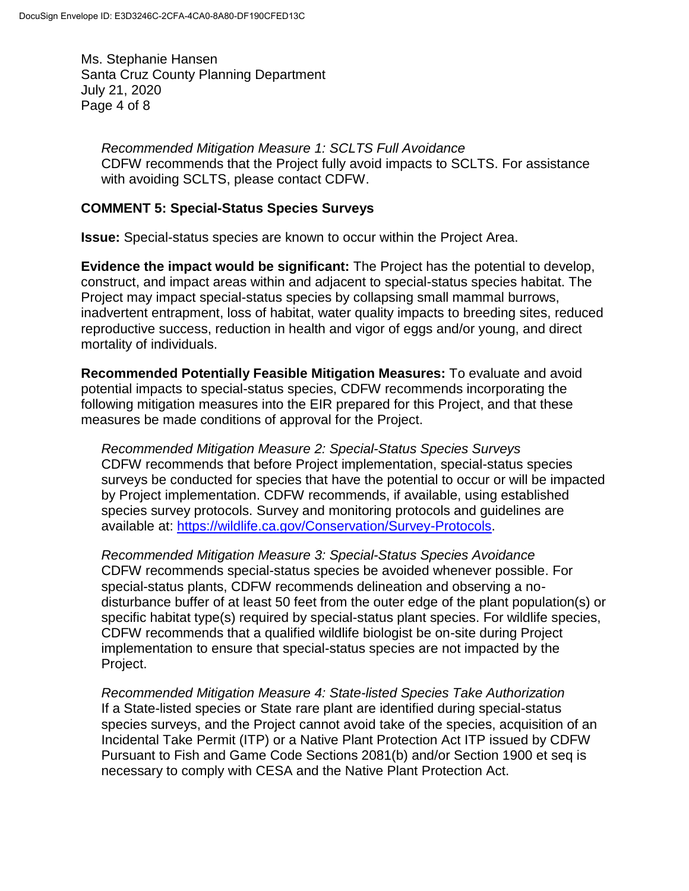*Recommended Mitigation Measure 1: SCLTS Full Avoidance*
CDFW recommends that the Project fully avoid impacts to SCLTS. For assistance with avoiding SCLTS, please contact CDFW.

**COMMENT 5: Special-Status Species Surveys**

**Issue:** Special-status species are known to occur within the Project Area.

**Evidence the impact would be significant:** The Project has the potential to develop, construct, and impact areas within and adjacent to special-status species habitat. The Project may impact special-status species by collapsing small mammal burrows, inadvertent entrapment, loss of habitat, water quality impacts to breeding sites, reduced reproductive success, reduction in health and vigor of eggs and/or young, and direct mortality of individuals.

**Recommended Potentially Feasible Mitigation Measures:** To evaluate and avoid potential impacts to special-status species, CDFW recommends incorporating the following mitigation measures into the EIR prepared for this Project, and that these measures be made conditions of approval for the Project.

*Recommended Mitigation Measure 2: Special-Status Species Surveys*
CDFW recommends that before Project implementation, special-status species surveys be conducted for species that have the potential to occur or will be impacted by Project implementation. CDFW recommends, if available, using established species survey protocols. Survey and monitoring protocols and guidelines are available at: https://wildlife.ca.gov/Conservation/Survey-Protocols.

*Recommended Mitigation Measure 3: Special-Status Species Avoidance*
CDFW recommends special-status species be avoided whenever possible. For special-status plants, CDFW recommends delineation and observing a no-disturbance buffer of at least 50 feet from the outer edge of the plant population(s) or specific habitat type(s) required by special-status plant species. For wildlife species, CDFW recommends that a qualified wildlife biologist be on-site during Project implementation to ensure that special-status species are not impacted by the Project.

*Recommended Mitigation Measure 4: State-listed Species Take Authorization*
If a State-listed species or State rare plant are identified during special-status species surveys, and the Project cannot avoid take of the species, acquisition of an Incidental Take Permit (ITP) or a Native Plant Protection Act ITP issued by CDFW Pursuant to Fish and Game Code Sections 2081(b) and/or Section 1900 et seq is necessary to comply with CESA and the Native Plant Protection Act.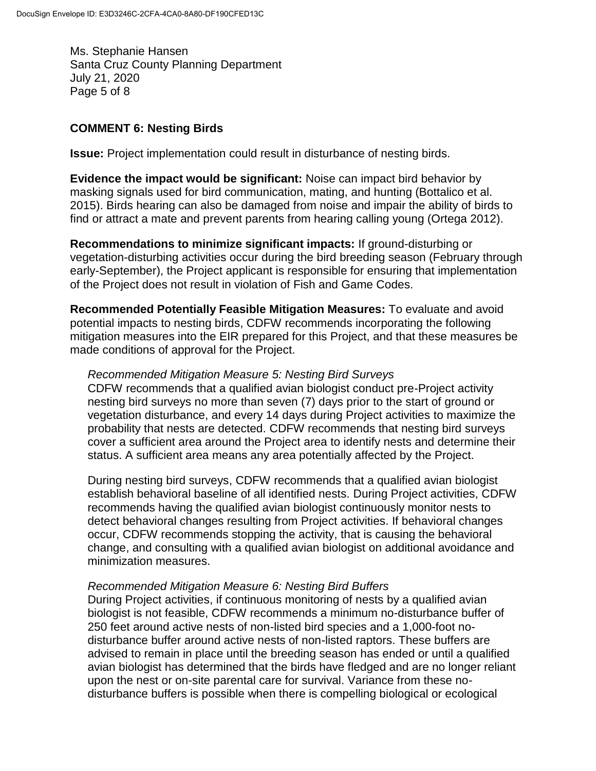**COMMENT 6: Nesting Birds**

**Issue:** Project implementation could result in disturbance of nesting birds.

**Evidence the impact would be significant:** Noise can impact bird behavior by masking signals used for bird communication, mating, and hunting (Bottalico et al. 2015). Birds hearing can also be damaged from noise and impair the ability of birds to find or attract a mate and prevent parents from hearing calling young (Ortega 2012).

**Recommendations to minimize significant impacts:** If ground-disturbing or vegetation-disturbing activities occur during the bird breeding season (February through early-September), the Project applicant is responsible for ensuring that implementation of the Project does not result in violation of Fish and Game Codes.

**Recommended Potentially Feasible Mitigation Measures:** To evaluate and avoid potential impacts to nesting birds, CDFW recommends incorporating the following mitigation measures into the EIR prepared for this Project, and that these measures be made conditions of approval for the Project.

*Recommended Mitigation Measure 5: Nesting Bird Surveys*
CDFW recommends that a qualified avian biologist conduct pre-Project activity nesting bird surveys no more than seven (7) days prior to the start of ground or vegetation disturbance, and every 14 days during Project activities to maximize the probability that nests are detected. CDFW recommends that nesting bird surveys cover a sufficient area around the Project area to identify nests and determine their status. A sufficient area means any area potentially affected by the Project.

During nesting bird surveys, CDFW recommends that a qualified avian biologist establish behavioral baseline of all identified nests. During Project activities, CDFW recommends having the qualified avian biologist continuously monitor nests to detect behavioral changes resulting from Project activities. If behavioral changes occur, CDFW recommends stopping the activity, that is causing the behavioral change, and consulting with a qualified avian biologist on additional avoidance and minimization measures.

*Recommended Mitigation Measure 6: Nesting Bird Buffers*
During Project activities, if continuous monitoring of nests by a qualified avian biologist is not feasible, CDFW recommends a minimum no-disturbance buffer of 250 feet around active nests of non-listed bird species and a 1,000-foot no-disturbance buffer around active nests of non-listed raptors. These buffers are advised to remain in place until the breeding season has ended or until a qualified avian biologist has determined that the birds have fledged and are no longer reliant upon the nest or on-site parental care for survival. Variance from these no-disturbance buffers is possible when there is compelling biological or ecological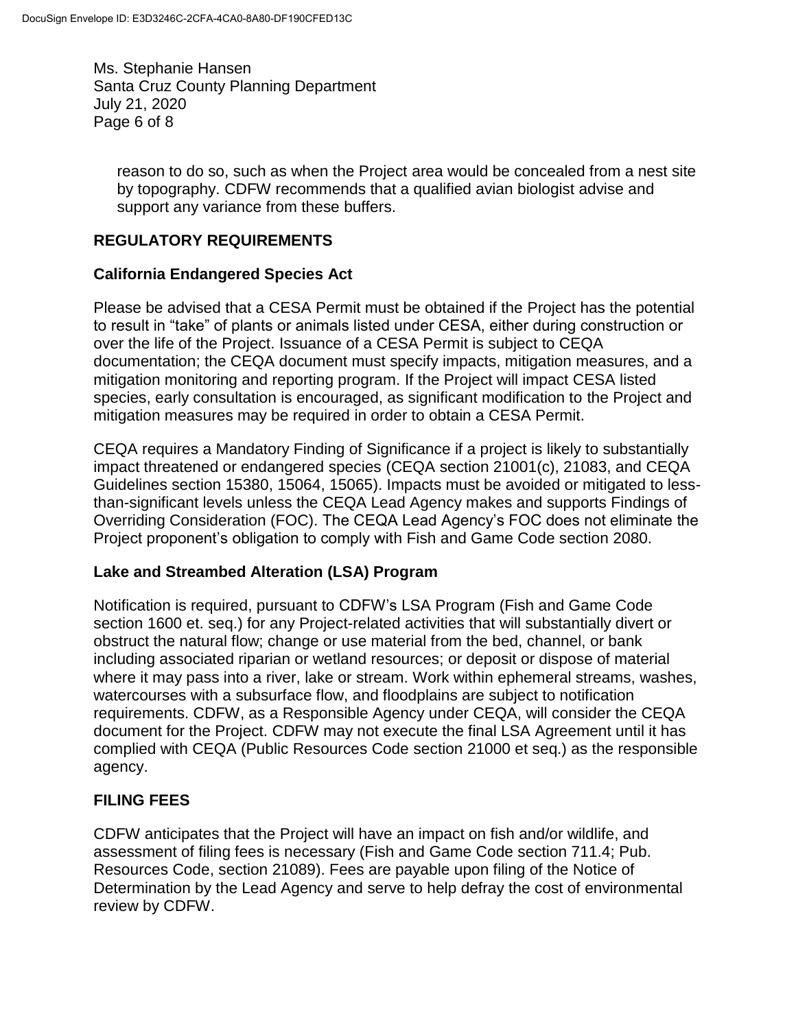reason to do so, such as when the Project area would be concealed from a nest site by topography. CDFW recommends that a qualified avian biologist advise and support any variance from these buffers.

## REGULATORY REQUIREMENTS

### California Endangered Species Act

Please be advised that a CESA Permit must be obtained if the Project has the potential to result in "take" of plants or animals listed under CESA, either during construction or over the life of the Project. Issuance of a CESA Permit is subject to CEQA documentation; the CEQA document must specify impacts, mitigation measures, and a mitigation monitoring and reporting program. If the Project will impact CESA listed species, early consultation is encouraged, as significant modification to the Project and mitigation measures may be required in order to obtain a CESA Permit.

CEQA requires a Mandatory Finding of Significance if a project is likely to substantially impact threatened or endangered species (CEQA section 21001(c), 21083, and CEQA Guidelines section 15380, 15064, 15065). Impacts must be avoided or mitigated to less-than-significant levels unless the CEQA Lead Agency makes and supports Findings of Overriding Consideration (FOC). The CEQA Lead Agency's FOC does not eliminate the Project proponent's obligation to comply with Fish and Game Code section 2080.

### Lake and Streambed Alteration (LSA) Program

Notification is required, pursuant to CDFW's LSA Program (Fish and Game Code section 1600 et. seq.) for any Project-related activities that will substantially divert or obstruct the natural flow; change or use material from the bed, channel, or bank including associated riparian or wetland resources; or deposit or dispose of material where it may pass into a river, lake or stream. Work within ephemeral streams, washes, watercourses with a subsurface flow, and floodplains are subject to notification requirements. CDFW, as a Responsible Agency under CEQA, will consider the CEQA document for the Project. CDFW may not execute the final LSA Agreement until it has complied with CEQA (Public Resources Code section 21000 et seq.) as the responsible agency.

## FILING FEES

CDFW anticipates that the Project will have an impact on fish and/or wildlife, and assessment of filing fees is necessary (Fish and Game Code section 711.4; Pub. Resources Code, section 21089). Fees are payable upon filing of the Notice of Determination by the Lead Agency and serve to help defray the cost of environmental review by CDFW.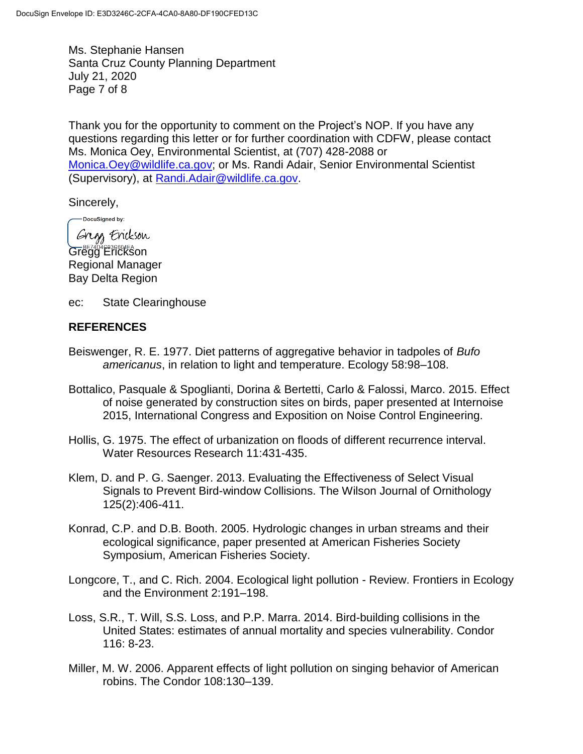Ms. Stephanie Hansen
Santa Cruz County Planning Department
July 21, 2020

Thank you for the opportunity to comment on the Project's NOP. If you have any questions regarding this letter or for further coordination with CDFW, please contact Ms. Monica Oey, Environmental Scientist, at (707) 428-2088 or Monica.Oey@wildlife.ca.gov; or Ms. Randi Adair, Senior Environmental Scientist (Supervisory), at Randi.Adair@wildlife.ca.gov.

Sincerely,

DocuSigned by:
Gregg Erickson
BE7404C93C604EA

Gregg Erickson
Regional Manager
Bay Delta Region

ec: State Clearinghouse

## REFERENCES

Beiswenger, R. E. 1977. Diet patterns of aggregative behavior in tadpoles of *Bufo americanus*, in relation to light and temperature. Ecology 58:98–108.

Bottalico, Pasquale & Spoglianti, Dorina & Bertetti, Carlo & Falossi, Marco. 2015. Effect of noise generated by construction sites on birds, paper presented at Internoise 2015, International Congress and Exposition on Noise Control Engineering.

Hollis, G. 1975. The effect of urbanization on floods of different recurrence interval. Water Resources Research 11:431-435.

Klem, D. and P. G. Saenger. 2013. Evaluating the Effectiveness of Select Visual Signals to Prevent Bird-window Collisions. The Wilson Journal of Ornithology 125(2):406-411.

Konrad, C.P. and D.B. Booth. 2005. Hydrologic changes in urban streams and their ecological significance, paper presented at American Fisheries Society Symposium, American Fisheries Society.

Longcore, T., and C. Rich. 2004. Ecological light pollution - Review. Frontiers in Ecology and the Environment 2:191–198.

Loss, S.R., T. Will, S.S. Loss, and P.P. Marra. 2014. Bird-building collisions in the United States: estimates of annual mortality and species vulnerability. Condor 116: 8-23.

Miller, M. W. 2006. Apparent effects of light pollution on singing behavior of American robins. The Condor 108:130–139.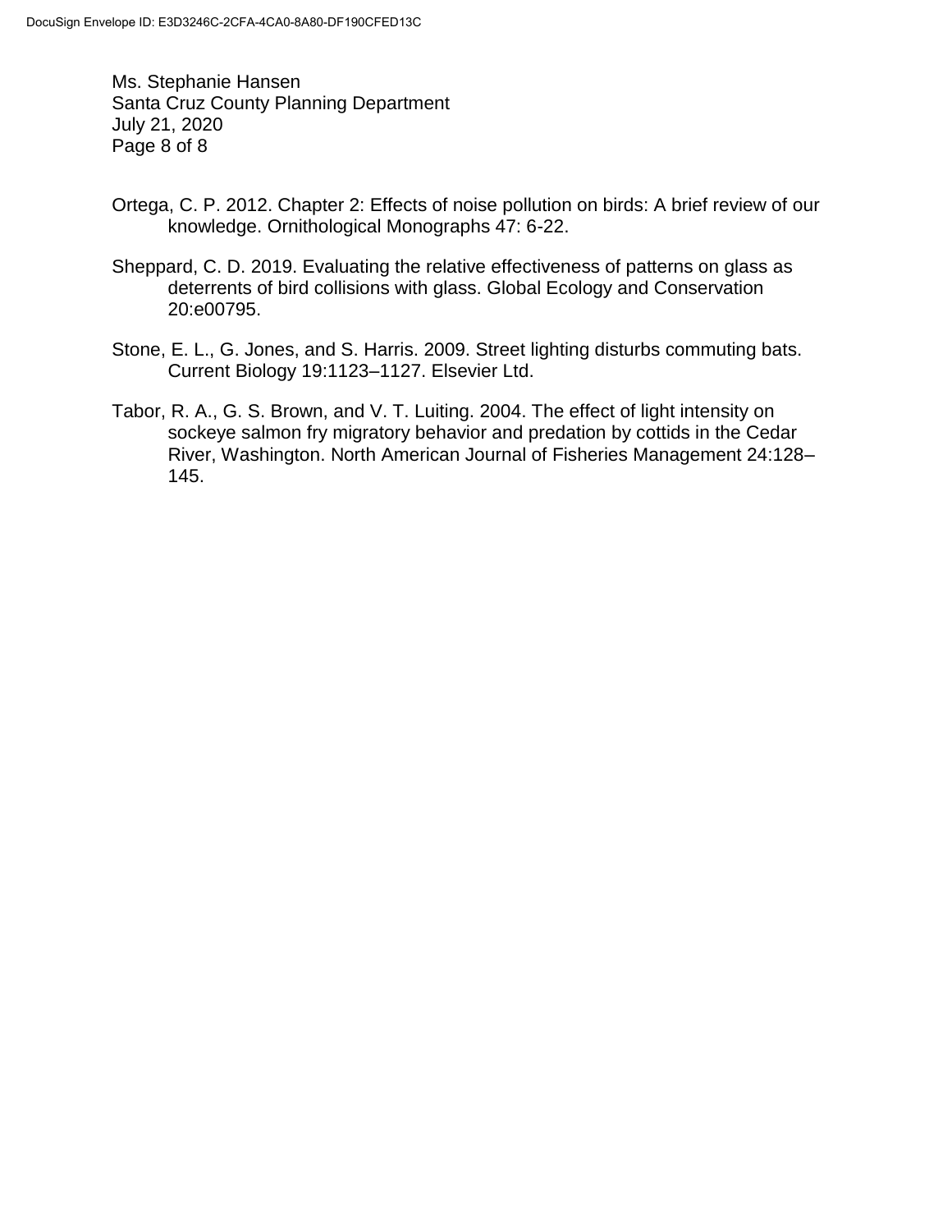Ortega, C. P. 2012. Chapter 2: Effects of noise pollution on birds: A brief review of our knowledge. Ornithological Monographs 47: 6-22.

Sheppard, C. D. 2019. Evaluating the relative effectiveness of patterns on glass as deterrents of bird collisions with glass. Global Ecology and Conservation 20:e00795.

Stone, E. L., G. Jones, and S. Harris. 2009. Street lighting disturbs commuting bats. Current Biology 19:1123–1127. Elsevier Ltd.

Tabor, R. A., G. S. Brown, and V. T. Luiting. 2004. The effect of light intensity on sockeye salmon fry migratory behavior and predation by cottids in the Cedar River, Washington. North American Journal of Fisheries Management 24:128–145.